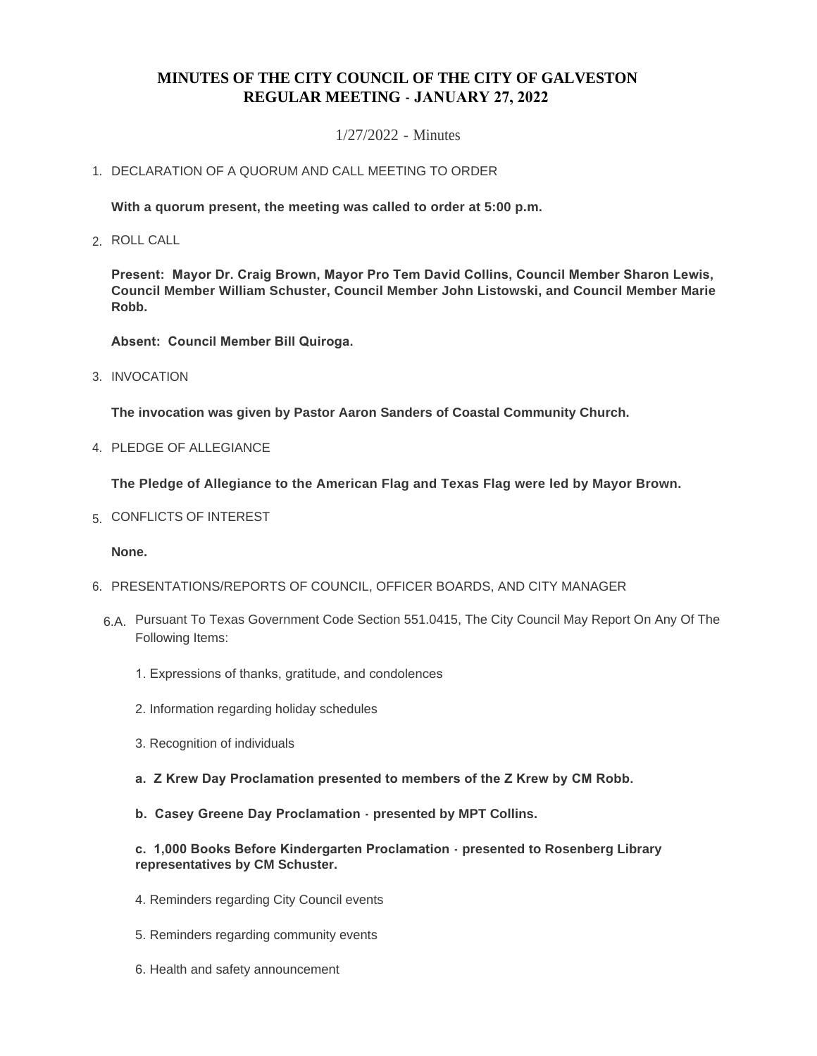# MINUTES OF THE CITY COUNCIL OF THE CITY OF GALVESTON
# REGULAR MEETING - JANUARY 27, 2022

1/27/2022 - Minutes

1. DECLARATION OF A QUORUM AND CALL MEETING TO ORDER

   **With a quorum present, the meeting was called to order at 5:00 p.m.**

2. ROLL CALL

   **Present: Mayor Dr. Craig Brown, Mayor Pro Tem David Collins, Council Member Sharon Lewis, Council Member William Schuster, Council Member John Listowski, and Council Member Marie Robb.**

   **Absent: Council Member Bill Quiroga.**

3. INVOCATION

   **The invocation was given by Pastor Aaron Sanders of Coastal Community Church.**

4. PLEDGE OF ALLEGIANCE

   **The Pledge of Allegiance to the American Flag and Texas Flag were led by Mayor Brown.**

5. CONFLICTS OF INTEREST

   **None.**

6. PRESENTATIONS/REPORTS OF COUNCIL, OFFICER BOARDS, AND CITY MANAGER

   6.A. Pursuant To Texas Government Code Section 551.0415, The City Council May Report On Any Of The Following Items:

   1. Expressions of thanks, gratitude, and condolences

   2. Information regarding holiday schedules

   3. Recognition of individuals

      **a. Z Krew Day Proclamation presented to members of the Z Krew by CM Robb.**

      **b. Casey Greene Day Proclamation - presented by MPT Collins.**

      **c. 1,000 Books Before Kindergarten Proclamation - presented to Rosenberg Library representatives by CM Schuster.**

   4. Reminders regarding City Council events

   5. Reminders regarding community events

   6. Health and safety announcement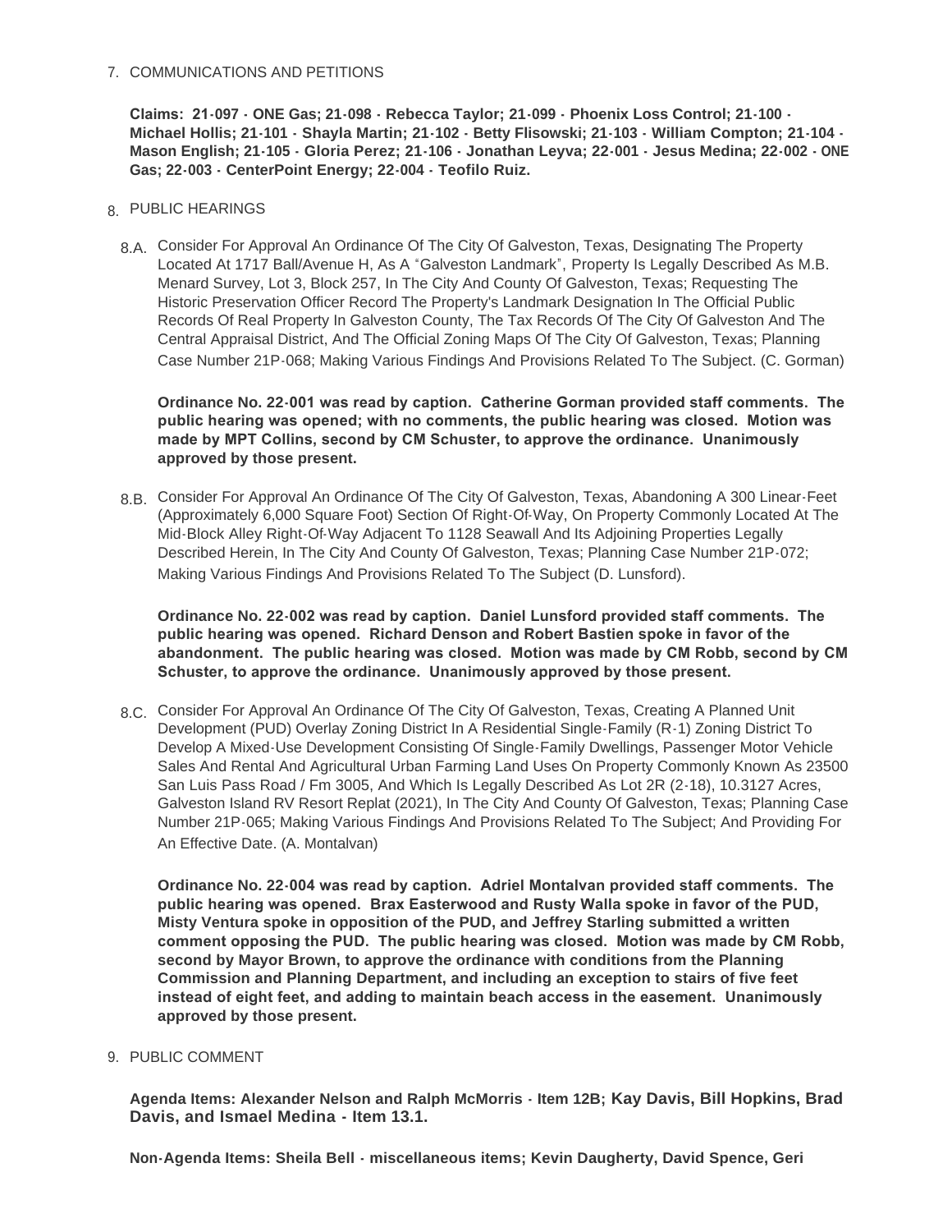7. COMMUNICATIONS AND PETITIONS

**Claims: 21-097 - ONE Gas; 21-098 - Rebecca Taylor; 21-099 - Phoenix Loss Control; 21-100 - Michael Hollis; 21-101 - Shayla Martin; 21-102 - Betty Flisowski; 21-103 - William Compton; 21-104 - Mason English; 21-105 - Gloria Perez; 21-106 - Jonathan Leyva; 22-001 - Jesus Medina; 22-002 - ONE Gas; 22-003 - CenterPoint Energy; 22-004 - Teofilo Ruiz.**

8. PUBLIC HEARINGS

8.A. Consider For Approval An Ordinance Of The City Of Galveston, Texas, Designating The Property Located At 1717 Ball/Avenue H, As A "Galveston Landmark", Property Is Legally Described As M.B. Menard Survey, Lot 3, Block 257, In The City And County Of Galveston, Texas; Requesting The Historic Preservation Officer Record The Property's Landmark Designation In The Official Public Records Of Real Property In Galveston County, The Tax Records Of The City Of Galveston And The Central Appraisal District, And The Official Zoning Maps Of The City Of Galveston, Texas; Planning Case Number 21P-068; Making Various Findings And Provisions Related To The Subject. (C. Gorman)

**Ordinance No. 22-001 was read by caption. Catherine Gorman provided staff comments. The public hearing was opened; with no comments, the public hearing was closed. Motion was made by MPT Collins, second by CM Schuster, to approve the ordinance. Unanimously approved by those present.**

8.B. Consider For Approval An Ordinance Of The City Of Galveston, Texas, Abandoning A 300 Linear-Feet (Approximately 6,000 Square Foot) Section Of Right-Of-Way, On Property Commonly Located At The Mid-Block Alley Right-Of-Way Adjacent To 1128 Seawall And Its Adjoining Properties Legally Described Herein, In The City And County Of Galveston, Texas; Planning Case Number 21P-072; Making Various Findings And Provisions Related To The Subject (D. Lunsford).

**Ordinance No. 22-002 was read by caption. Daniel Lunsford provided staff comments. The public hearing was opened. Richard Denson and Robert Bastien spoke in favor of the abandonment. The public hearing was closed. Motion was made by CM Robb, second by CM Schuster, to approve the ordinance. Unanimously approved by those present.**

8.C. Consider For Approval An Ordinance Of The City Of Galveston, Texas, Creating A Planned Unit Development (PUD) Overlay Zoning District In A Residential Single-Family (R-1) Zoning District To Develop A Mixed-Use Development Consisting Of Single-Family Dwellings, Passenger Motor Vehicle Sales And Rental And Agricultural Urban Farming Land Uses On Property Commonly Known As 23500 San Luis Pass Road / Fm 3005, And Which Is Legally Described As Lot 2R (2-18), 10.3127 Acres, Galveston Island RV Resort Replat (2021), In The City And County Of Galveston, Texas; Planning Case Number 21P-065; Making Various Findings And Provisions Related To The Subject; And Providing For An Effective Date. (A. Montalvan)

**Ordinance No. 22-004 was read by caption. Adriel Montalvan provided staff comments. The public hearing was opened. Brax Easterwood and Rusty Walla spoke in favor of the PUD, Misty Ventura spoke in opposition of the PUD, and Jeffrey Starling submitted a written comment opposing the PUD. The public hearing was closed. Motion was made by CM Robb, second by Mayor Brown, to approve the ordinance with conditions from the Planning Commission and Planning Department, and including an exception to stairs of five feet instead of eight feet, and adding to maintain beach access in the easement. Unanimously approved by those present.**

9. PUBLIC COMMENT

**Agenda Items: Alexander Nelson and Ralph McMorris - Item 12B; Kay Davis, Bill Hopkins, Brad Davis, and Ismael Medina - Item 13.1.**

**Non-Agenda Items: Sheila Bell - miscellaneous items; Kevin Daugherty, David Spence, Geri**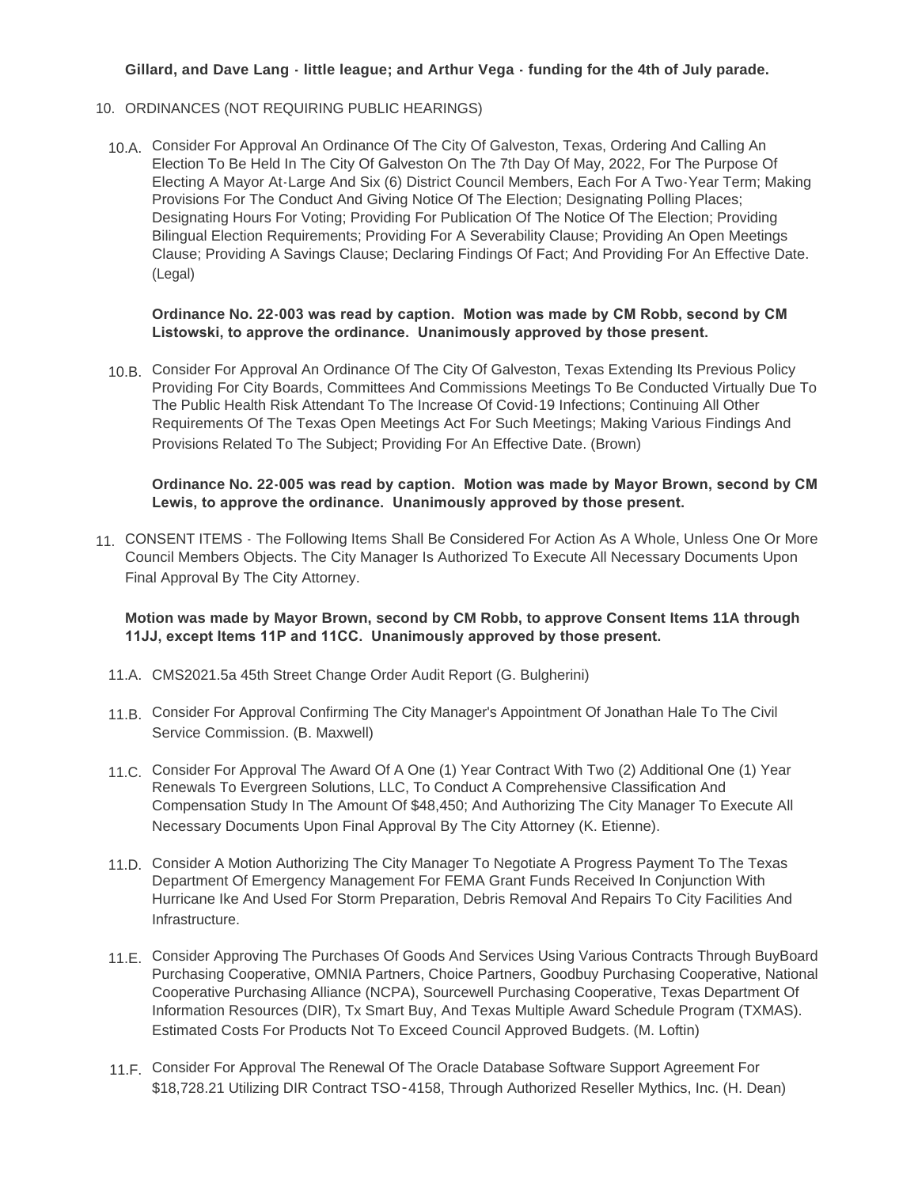**Gillard, and Dave Lang - little league; and Arthur Vega - funding for the 4th of July parade.**

10. ORDINANCES (NOT REQUIRING PUBLIC HEARINGS)

10.A. Consider For Approval An Ordinance Of The City Of Galveston, Texas, Ordering And Calling An Election To Be Held In The City Of Galveston On The 7th Day Of May, 2022, For The Purpose Of Electing A Mayor At-Large And Six (6) District Council Members, Each For A Two-Year Term; Making Provisions For The Conduct And Giving Notice Of The Election; Designating Polling Places; Designating Hours For Voting; Providing For Publication Of The Notice Of The Election; Providing Bilingual Election Requirements; Providing For A Severability Clause; Providing An Open Meetings Clause; Providing A Savings Clause; Declaring Findings Of Fact; And Providing For An Effective Date. (Legal)

**Ordinance No. 22-003 was read by caption. Motion was made by CM Robb, second by CM Listowski, to approve the ordinance. Unanimously approved by those present.**

10.B. Consider For Approval An Ordinance Of The City Of Galveston, Texas Extending Its Previous Policy Providing For City Boards, Committees And Commissions Meetings To Be Conducted Virtually Due To The Public Health Risk Attendant To The Increase Of Covid-19 Infections; Continuing All Other Requirements Of The Texas Open Meetings Act For Such Meetings; Making Various Findings And Provisions Related To The Subject; Providing For An Effective Date. (Brown)

**Ordinance No. 22-005 was read by caption. Motion was made by Mayor Brown, second by CM Lewis, to approve the ordinance. Unanimously approved by those present.**

11. CONSENT ITEMS - The Following Items Shall Be Considered For Action As A Whole, Unless One Or More Council Members Objects. The City Manager Is Authorized To Execute All Necessary Documents Upon Final Approval By The City Attorney.

**Motion was made by Mayor Brown, second by CM Robb, to approve Consent Items 11A through 11JJ, except Items 11P and 11CC. Unanimously approved by those present.**

11.A. CMS2021.5a 45th Street Change Order Audit Report (G. Bulgherini)

11.B. Consider For Approval Confirming The City Manager's Appointment Of Jonathan Hale To The Civil Service Commission. (B. Maxwell)

11.C. Consider For Approval The Award Of A One (1) Year Contract With Two (2) Additional One (1) Year Renewals To Evergreen Solutions, LLC, To Conduct A Comprehensive Classification And Compensation Study In The Amount Of $48,450; And Authorizing The City Manager To Execute All Necessary Documents Upon Final Approval By The City Attorney (K. Etienne).

11.D. Consider A Motion Authorizing The City Manager To Negotiate A Progress Payment To The Texas Department Of Emergency Management For FEMA Grant Funds Received In Conjunction With Hurricane Ike And Used For Storm Preparation, Debris Removal And Repairs To City Facilities And Infrastructure.

11.E. Consider Approving The Purchases Of Goods And Services Using Various Contracts Through BuyBoard Purchasing Cooperative, OMNIA Partners, Choice Partners, Goodbuy Purchasing Cooperative, National Cooperative Purchasing Alliance (NCPA), Sourcewell Purchasing Cooperative, Texas Department Of Information Resources (DIR), Tx Smart Buy, And Texas Multiple Award Schedule Program (TXMAS). Estimated Costs For Products Not To Exceed Council Approved Budgets. (M. Loftin)

11.F. Consider For Approval The Renewal Of The Oracle Database Software Support Agreement For $18,728.21 Utilizing DIR Contract TSO-4158, Through Authorized Reseller Mythics, Inc. (H. Dean)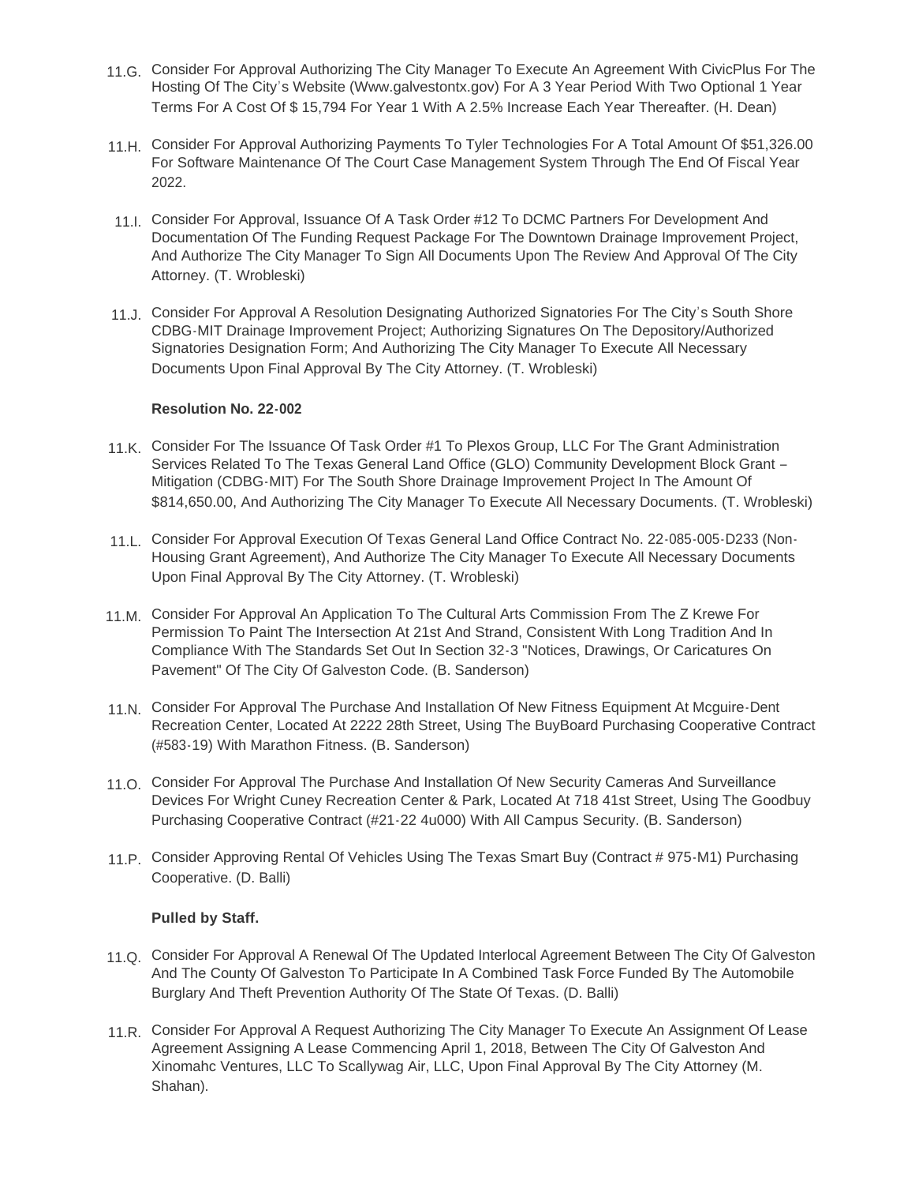11.G. Consider For Approval Authorizing The City Manager To Execute An Agreement With CivicPlus For The Hosting Of The City's Website (Www.galvestontx.gov) For A 3 Year Period With Two Optional 1 Year Terms For A Cost Of $ 15,794 For Year 1 With A 2.5% Increase Each Year Thereafter. (H. Dean)

11.H. Consider For Approval Authorizing Payments To Tyler Technologies For A Total Amount Of $51,326.00 For Software Maintenance Of The Court Case Management System Through The End Of Fiscal Year 2022.

11.I. Consider For Approval, Issuance Of A Task Order #12 To DCMC Partners For Development And Documentation Of The Funding Request Package For The Downtown Drainage Improvement Project, And Authorize The City Manager To Sign All Documents Upon The Review And Approval Of The City Attorney. (T. Wrobleski)

11.J. Consider For Approval A Resolution Designating Authorized Signatories For The City's South Shore CDBG-MIT Drainage Improvement Project; Authorizing Signatures On The Depository/Authorized Signatories Designation Form; And Authorizing The City Manager To Execute All Necessary Documents Upon Final Approval By The City Attorney. (T. Wrobleski)

**Resolution No. 22-002**

11.K. Consider For The Issuance Of Task Order #1 To Plexos Group, LLC For The Grant Administration Services Related To The Texas General Land Office (GLO) Community Development Block Grant – Mitigation (CDBG-MIT) For The South Shore Drainage Improvement Project In The Amount Of $814,650.00, And Authorizing The City Manager To Execute All Necessary Documents. (T. Wrobleski)

11.L. Consider For Approval Execution Of Texas General Land Office Contract No. 22-085-005-D233 (Non-Housing Grant Agreement), And Authorize The City Manager To Execute All Necessary Documents Upon Final Approval By The City Attorney. (T. Wrobleski)

11.M. Consider For Approval An Application To The Cultural Arts Commission From The Z Krewe For Permission To Paint The Intersection At 21st And Strand, Consistent With Long Tradition And In Compliance With The Standards Set Out In Section 32-3 "Notices, Drawings, Or Caricatures On Pavement" Of The City Of Galveston Code. (B. Sanderson)

11.N. Consider For Approval The Purchase And Installation Of New Fitness Equipment At Mcguire-Dent Recreation Center, Located At 2222 28th Street, Using The BuyBoard Purchasing Cooperative Contract (#583-19) With Marathon Fitness. (B. Sanderson)

11.O. Consider For Approval The Purchase And Installation Of New Security Cameras And Surveillance Devices For Wright Cuney Recreation Center & Park, Located At 718 41st Street, Using The Goodbuy Purchasing Cooperative Contract (#21-22 4u000) With All Campus Security. (B. Sanderson)

11.P. Consider Approving Rental Of Vehicles Using The Texas Smart Buy (Contract # 975-M1) Purchasing Cooperative. (D. Balli)

**Pulled by Staff.**

11.Q. Consider For Approval A Renewal Of The Updated Interlocal Agreement Between The City Of Galveston And The County Of Galveston To Participate In A Combined Task Force Funded By The Automobile Burglary And Theft Prevention Authority Of The State Of Texas. (D. Balli)

11.R. Consider For Approval A Request Authorizing The City Manager To Execute An Assignment Of Lease Agreement Assigning A Lease Commencing April 1, 2018, Between The City Of Galveston And Xinomahc Ventures, LLC To Scallywag Air, LLC, Upon Final Approval By The City Attorney (M. Shahan).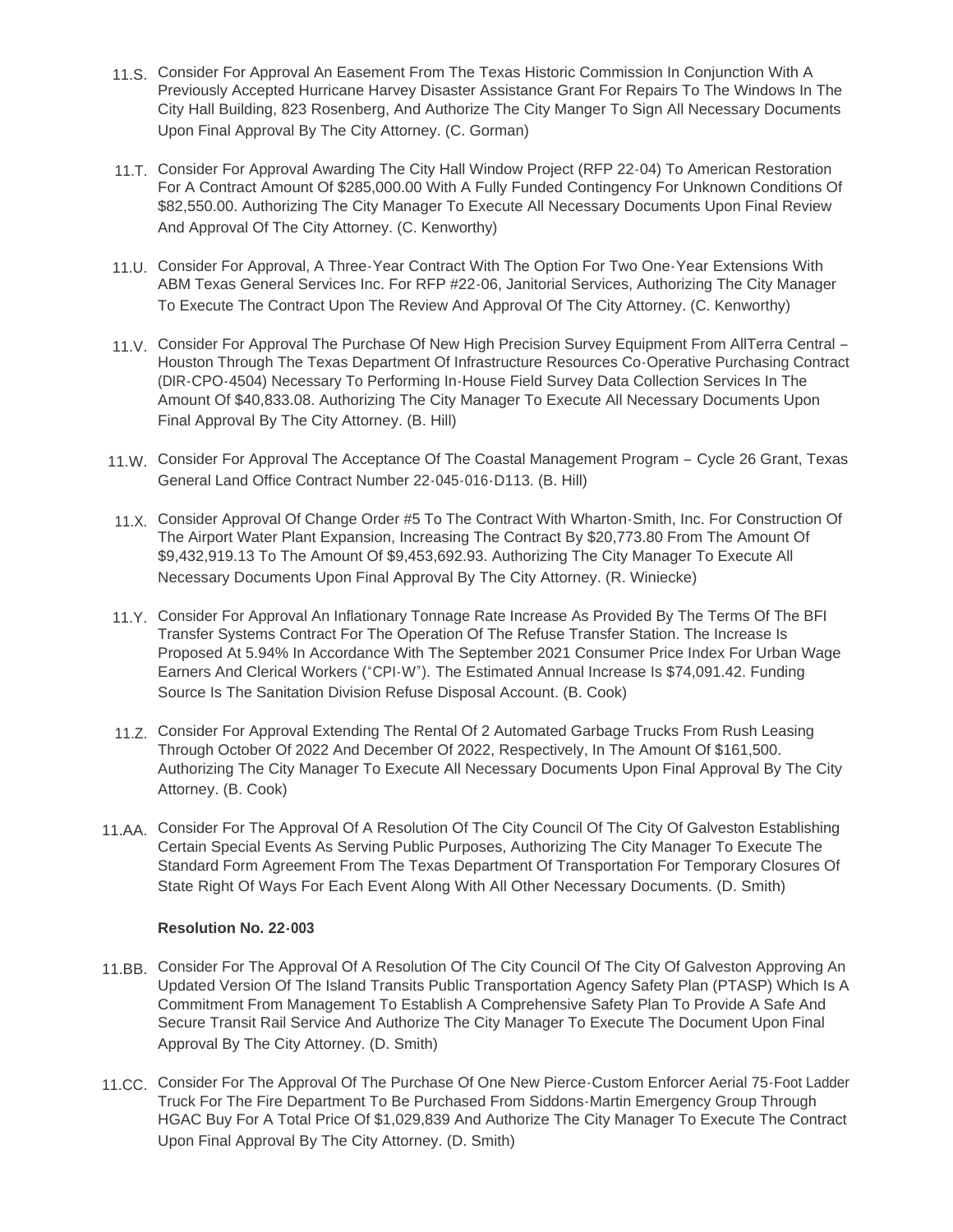11.S. Consider For Approval An Easement From The Texas Historic Commission In Conjunction With A Previously Accepted Hurricane Harvey Disaster Assistance Grant For Repairs To The Windows In The City Hall Building, 823 Rosenberg, And Authorize The City Manger To Sign All Necessary Documents Upon Final Approval By The City Attorney. (C. Gorman)

11.T. Consider For Approval Awarding The City Hall Window Project (RFP 22-04) To American Restoration For A Contract Amount Of $285,000.00 With A Fully Funded Contingency For Unknown Conditions Of $82,550.00. Authorizing The City Manager To Execute All Necessary Documents Upon Final Review And Approval Of The City Attorney. (C. Kenworthy)

11.U. Consider For Approval, A Three-Year Contract With The Option For Two One-Year Extensions With ABM Texas General Services Inc. For RFP #22-06, Janitorial Services, Authorizing The City Manager To Execute The Contract Upon The Review And Approval Of The City Attorney. (C. Kenworthy)

11.V. Consider For Approval The Purchase Of New High Precision Survey Equipment From AllTerra Central – Houston Through The Texas Department Of Infrastructure Resources Co-Operative Purchasing Contract (DIR-CPO-4504) Necessary To Performing In-House Field Survey Data Collection Services In The Amount Of $40,833.08. Authorizing The City Manager To Execute All Necessary Documents Upon Final Approval By The City Attorney. (B. Hill)

11.W. Consider For Approval The Acceptance Of The Coastal Management Program – Cycle 26 Grant, Texas General Land Office Contract Number 22-045-016-D113. (B. Hill)

11.X. Consider Approval Of Change Order #5 To The Contract With Wharton-Smith, Inc. For Construction Of The Airport Water Plant Expansion, Increasing The Contract By $20,773.80 From The Amount Of $9,432,919.13 To The Amount Of $9,453,692.93. Authorizing The City Manager To Execute All Necessary Documents Upon Final Approval By The City Attorney. (R. Winiecke)

11.Y. Consider For Approval An Inflationary Tonnage Rate Increase As Provided By The Terms Of The BFI Transfer Systems Contract For The Operation Of The Refuse Transfer Station. The Increase Is Proposed At 5.94% In Accordance With The September 2021 Consumer Price Index For Urban Wage Earners And Clerical Workers ("CPI-W"). The Estimated Annual Increase Is $74,091.42. Funding Source Is The Sanitation Division Refuse Disposal Account. (B. Cook)

11.Z. Consider For Approval Extending The Rental Of 2 Automated Garbage Trucks From Rush Leasing Through October Of 2022 And December Of 2022, Respectively, In The Amount Of $161,500. Authorizing The City Manager To Execute All Necessary Documents Upon Final Approval By The City Attorney. (B. Cook)

11.AA. Consider For The Approval Of A Resolution Of The City Council Of The City Of Galveston Establishing Certain Special Events As Serving Public Purposes, Authorizing The City Manager To Execute The Standard Form Agreement From The Texas Department Of Transportation For Temporary Closures Of State Right Of Ways For Each Event Along With All Other Necessary Documents. (D. Smith)

**Resolution No. 22-003**

11.BB. Consider For The Approval Of A Resolution Of The City Council Of The City Of Galveston Approving An Updated Version Of The Island Transits Public Transportation Agency Safety Plan (PTASP) Which Is A Commitment From Management To Establish A Comprehensive Safety Plan To Provide A Safe And Secure Transit Rail Service And Authorize The City Manager To Execute The Document Upon Final Approval By The City Attorney. (D. Smith)

11.CC. Consider For The Approval Of The Purchase Of One New Pierce-Custom Enforcer Aerial 75-Foot Ladder Truck For The Fire Department To Be Purchased From Siddons-Martin Emergency Group Through HGAC Buy For A Total Price Of $1,029,839 And Authorize The City Manager To Execute The Contract Upon Final Approval By The City Attorney. (D. Smith)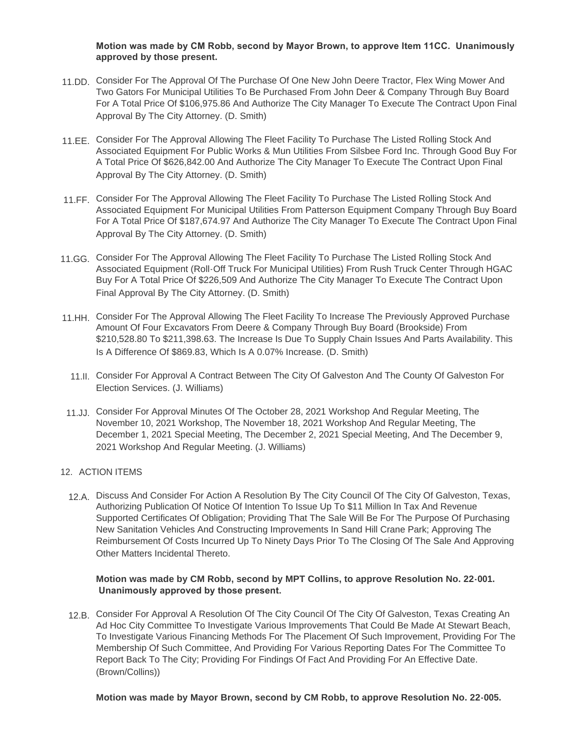**Motion was made by CM Robb, second by Mayor Brown, to approve Item 11CC. Unanimously approved by those present.**

11.DD. Consider For The Approval Of The Purchase Of One New John Deere Tractor, Flex Wing Mower And Two Gators For Municipal Utilities To Be Purchased From John Deer & Company Through Buy Board For A Total Price Of $106,975.86 And Authorize The City Manager To Execute The Contract Upon Final Approval By The City Attorney. (D. Smith)

11.EE. Consider For The Approval Allowing The Fleet Facility To Purchase The Listed Rolling Stock And Associated Equipment For Public Works & Mun Utilities From Silsbee Ford Inc. Through Good Buy For A Total Price Of $626,842.00 And Authorize The City Manager To Execute The Contract Upon Final Approval By The City Attorney. (D. Smith)

11.FF. Consider For The Approval Allowing The Fleet Facility To Purchase The Listed Rolling Stock And Associated Equipment For Municipal Utilities From Patterson Equipment Company Through Buy Board For A Total Price Of $187,674.97 And Authorize The City Manager To Execute The Contract Upon Final Approval By The City Attorney. (D. Smith)

11.GG. Consider For The Approval Allowing The Fleet Facility To Purchase The Listed Rolling Stock And Associated Equipment (Roll-Off Truck For Municipal Utilities) From Rush Truck Center Through HGAC Buy For A Total Price Of $226,509 And Authorize The City Manager To Execute The Contract Upon Final Approval By The City Attorney. (D. Smith)

11.HH. Consider For The Approval Allowing The Fleet Facility To Increase The Previously Approved Purchase Amount Of Four Excavators From Deere & Company Through Buy Board (Brookside) From $210,528.80 To $211,398.63. The Increase Is Due To Supply Chain Issues And Parts Availability. This Is A Difference Of $869.83, Which Is A 0.07% Increase. (D. Smith)

11.II. Consider For Approval A Contract Between The City Of Galveston And The County Of Galveston For Election Services. (J. Williams)

11.JJ. Consider For Approval Minutes Of The October 28, 2021 Workshop And Regular Meeting, The November 10, 2021 Workshop, The November 18, 2021 Workshop And Regular Meeting, The December 1, 2021 Special Meeting, The December 2, 2021 Special Meeting, And The December 9, 2021 Workshop And Regular Meeting. (J. Williams)

12. ACTION ITEMS

12.A. Discuss And Consider For Action A Resolution By The City Council Of The City Of Galveston, Texas, Authorizing Publication Of Notice Of Intention To Issue Up To $11 Million In Tax And Revenue Supported Certificates Of Obligation; Providing That The Sale Will Be For The Purpose Of Purchasing New Sanitation Vehicles And Constructing Improvements In Sand Hill Crane Park; Approving The Reimbursement Of Costs Incurred Up To Ninety Days Prior To The Closing Of The Sale And Approving Other Matters Incidental Thereto.

**Motion was made by CM Robb, second by MPT Collins, to approve Resolution No. 22-001. Unanimously approved by those present.**

12.B. Consider For Approval A Resolution Of The City Council Of The City Of Galveston, Texas Creating An Ad Hoc City Committee To Investigate Various Improvements That Could Be Made At Stewart Beach, To Investigate Various Financing Methods For The Placement Of Such Improvement, Providing For The Membership Of Such Committee, And Providing For Various Reporting Dates For The Committee To Report Back To The City; Providing For Findings Of Fact And Providing For An Effective Date. (Brown/Collins))

**Motion was made by Mayor Brown, second by CM Robb, to approve Resolution No. 22-005.**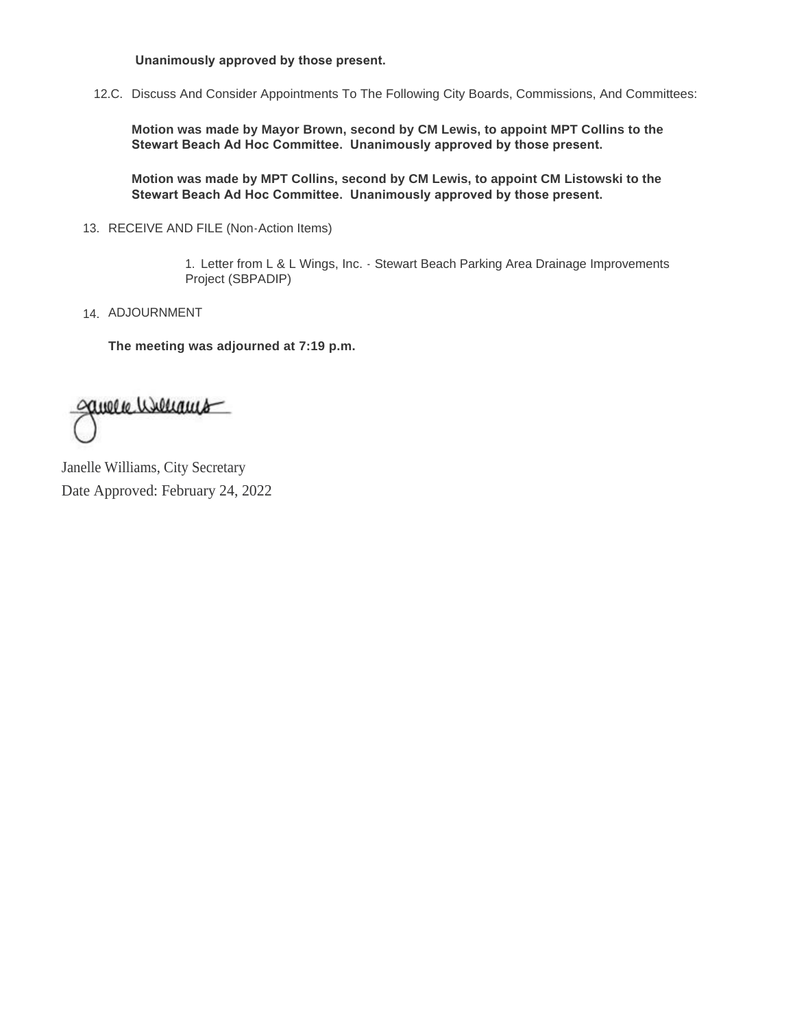**Unanimously approved by those present.**

12.C. Discuss And Consider Appointments To The Following City Boards, Commissions, And Committees:

**Motion was made by Mayor Brown, second by CM Lewis, to appoint MPT Collins to the Stewart Beach Ad Hoc Committee. Unanimously approved by those present.**

**Motion was made by MPT Collins, second by CM Lewis, to appoint CM Listowski to the Stewart Beach Ad Hoc Committee. Unanimously approved by those present.**

13. RECEIVE AND FILE (Non-Action Items)

1. Letter from L & L Wings, Inc. - Stewart Beach Parking Area Drainage Improvements Project (SBPADIP)

14. ADJOURNMENT

**The meeting was adjourned at 7:19 p.m.**

Janelle Williams, City Secretary

Date Approved: February 24, 2022